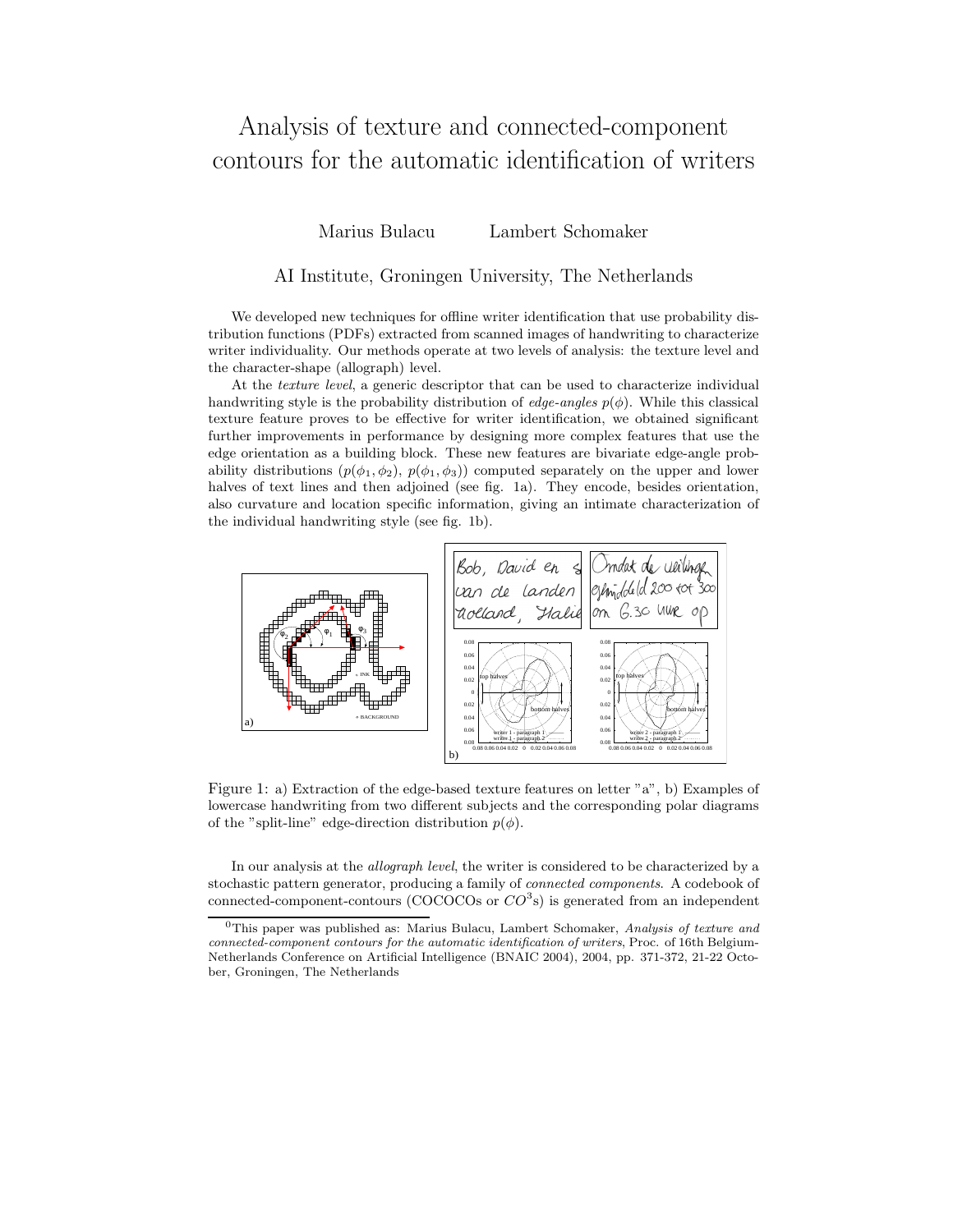# Analysis of texture and connected-component contours for the automatic identification of writers

Marius Bulacu Lambert Schomaker

AI Institute, Groningen University, The Netherlands

We developed new techniques for offline writer identification that use probability distribution functions (PDFs) extracted from scanned images of handwriting to characterize writer individuality. Our methods operate at two levels of analysis: the texture level and the character-shape (allograph) level.

At the *texture level*, a generic descriptor that can be used to characterize individual handwriting style is the probability distribution of *edge-angles* $p(\phi)$. While this classical texture feature proves to be effective for writer identification, we obtained significant further improvements in performance by designing more complex features that use the edge orientation as a building block. These new features are bivariate edge-angle probability distributions ($p(\phi_1, \phi_2)$, $p(\phi_1, \phi_3)$) computed separately on the upper and lower halves of text lines and then adjoined (see fig. 1a). They encode, besides orientation, also curvature and location specific information, giving an intimate characterization of the individual handwriting style (see fig. 1b).

Figure 1: a) Extraction of the edge-based texture features on letter "a", b) Examples of lowercase handwriting from two different subjects and the corresponding polar diagrams of the "split-line" edge-direction distribution $p(\phi)$.

In our analysis at the *allograph level*, the writer is considered to be characterized by a stochastic pattern generator, producing a family of *connected components*. A codebook of connected-component-contours (COCOCOs or $CO^3$s) is generated from an independent

[0] This paper was published as: Marius Bulacu, Lambert Schomaker, *Analysis of texture and connected-component contours for the automatic identification of writers*, Proc. of 16th Belgium-Netherlands Conference on Artificial Intelligence (BNAIC 2004), 2004, pp. 371-372, 21-22 October, Groningen, The Netherlands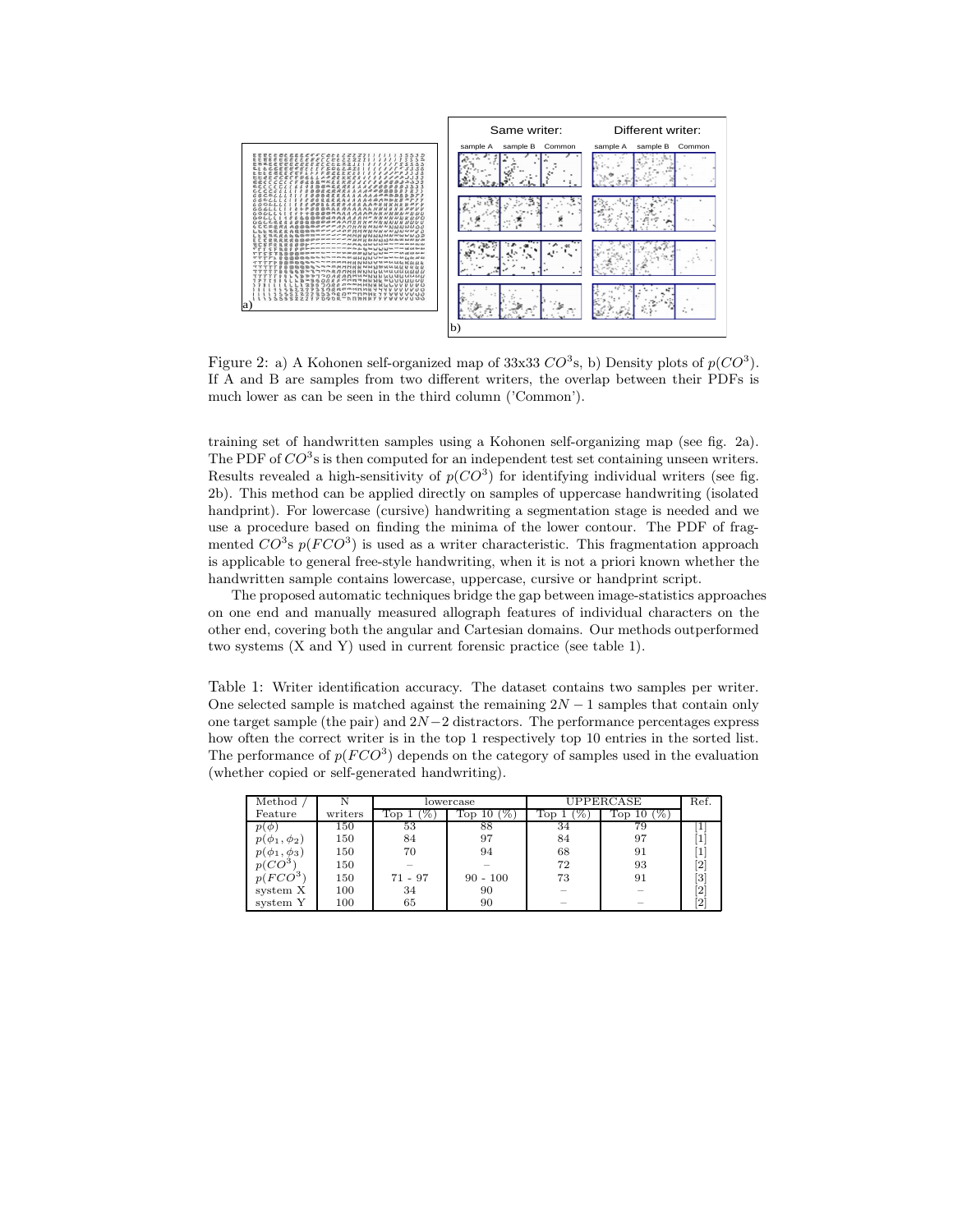Figure 2: a) A Kohonen self-organized map of 33x33 $CO^3$s, b) Density plots of $p(CO^3)$. If A and B are samples from two different writers, the overlap between their PDFs is much lower as can be seen in the third column ('Common').

training set of handwritten samples using a Kohonen self-organizing map (see fig. 2a). The PDF of $CO^3$s is then computed for an independent test set containing unseen writers. Results revealed a high-sensitivity of $p(CO^3)$ for identifying individual writers (see fig. 2b). This method can be applied directly on samples of uppercase handwriting (isolated handprint). For lowercase (cursive) handwriting a segmentation stage is needed and we use a procedure based on finding the minima of the lower contour. The PDF of fragmented $CO^3$s $p(FCO^3)$ is used as a writer characteristic. This fragmentation approach is applicable to general free-style handwriting, when it is not a priori known whether the handwritten sample contains lowercase, uppercase, cursive or handprint script.

The proposed automatic techniques bridge the gap between image-statistics approaches on one end and manually measured allograph features of individual characters on the other end, covering both the angular and Cartesian domains. Our methods outperformed two systems (X and Y) used in current forensic practice (see table 1).

Table 1: Writer identification accuracy. The dataset contains two samples per writer. One selected sample is matched against the remaining $2N-1$ samples that contain only one target sample (the pair) and $2N-2$ distractors. The performance percentages express how often the correct writer is in the top 1 respectively top 10 entries in the sorted list. The performance of $p(FCO^3)$ depends on the category of samples used in the evaluation (whether copied or self-generated handwriting).

| Method / | N | lowercase | | UPPERCASE | | Ref. |
|---|---|---|---|---|---|---|
| Feature | writers | Top 1 (%) | Top 10 (%) | Top 1 (%) | Top 10 (%) | |
| $p(\phi)$ | 150 | 53 | 88 | 34 | 79 | [1] |
| $p(\phi_1, \phi_2)$ | 150 | 84 | 97 | 84 | 97 | [1] |
| $p(\phi_1, \phi_3)$ | 150 | 70 | 94 | 68 | 91 | [1] |
| $p(CO^3)$ | 150 | – | – | 72 | 93 | [2] |
| $p(FCO^3)$ | 150 | 71 - 97 | 90 - 100 | 73 | 91 | [3] |
| system X | 100 | 34 | 90 | – | – | [2] |
| system Y | 100 | 65 | 90 | – | – | [2] |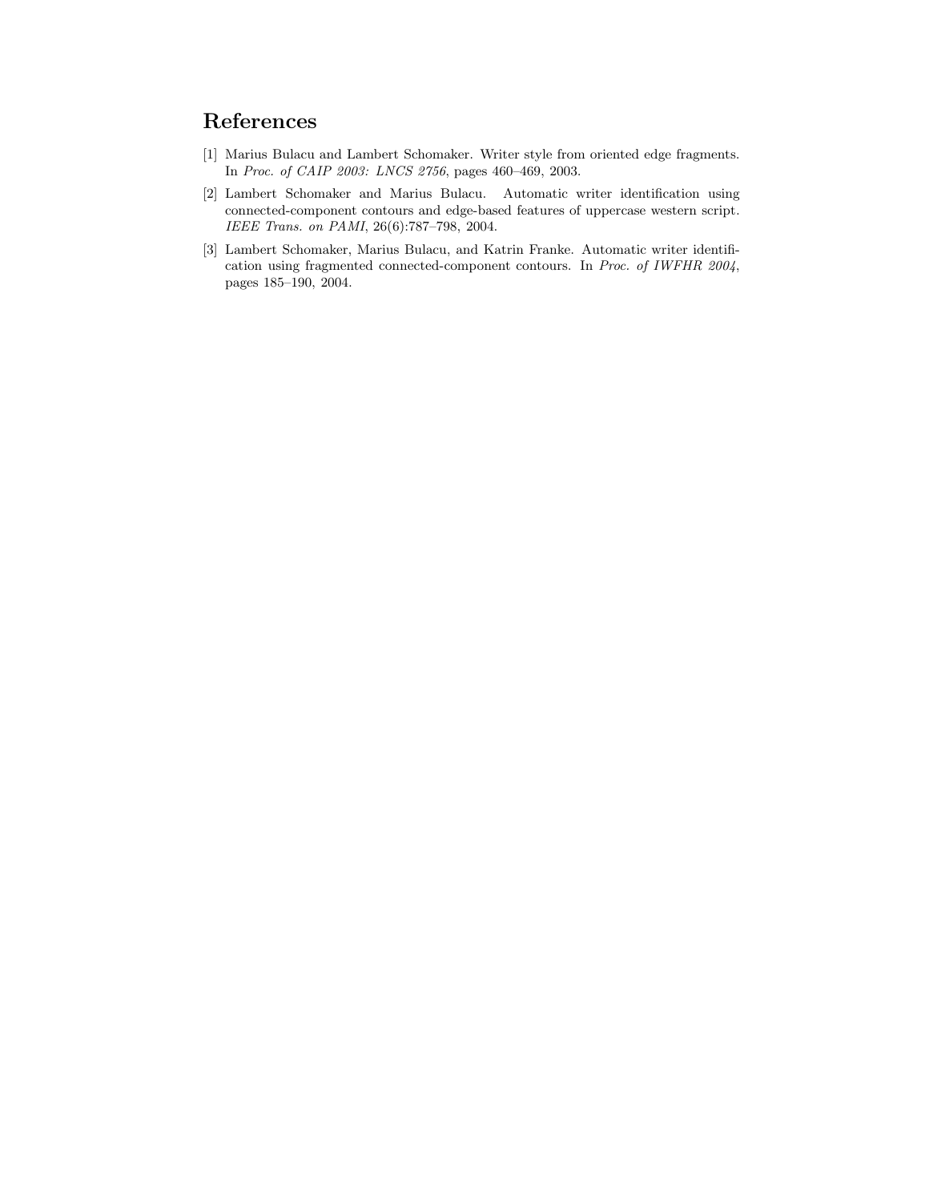## References

[1] Marius Bulacu and Lambert Schomaker. Writer style from oriented edge fragments. In *Proc. of CAIP 2003: LNCS 2756*, pages 460–469, 2003.

[2] Lambert Schomaker and Marius Bulacu. Automatic writer identification using connected-component contours and edge-based features of uppercase western script. *IEEE Trans. on PAMI*, 26(6):787–798, 2004.

[3] Lambert Schomaker, Marius Bulacu, and Katrin Franke. Automatic writer identification using fragmented connected-component contours. In *Proc. of IWFHR 2004*, pages 185–190, 2004.